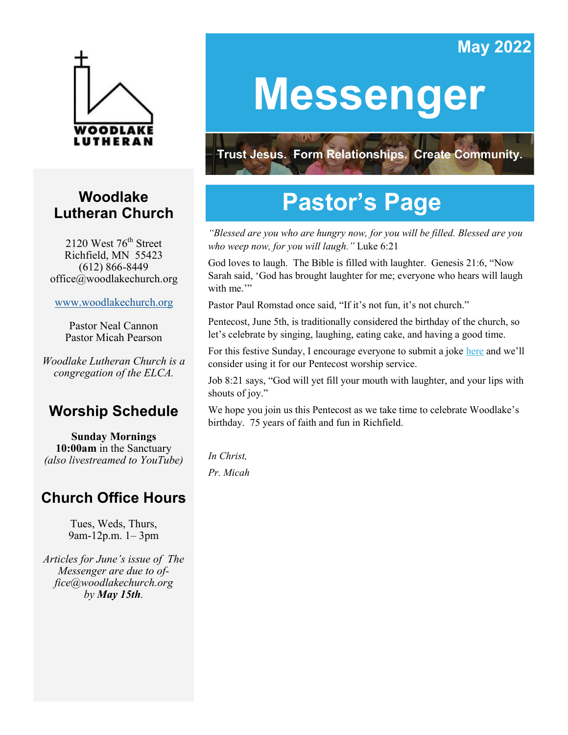WOODLAKE LUTHERAN

May 2022

# Messenger

Trust Jesus. Form Relationships. Create Community.

## Woodlake Lutheran Church

2120 West 76th Street
Richfield, MN 55423
(612) 866-8449
office@woodlakechurch.org

www.woodlakechurch.org

Pastor Neal Cannon
Pastor Micah Pearson

*Woodlake Lutheran Church is a congregation of the ELCA.*

## Worship Schedule

**Sunday Mornings**
**10:00am** in the Sanctuary
*(also livestreamed to YouTube)*

## Church Office Hours

Tues, Weds, Thurs,
9am-12p.m. 1– 3pm

*Articles for June's issue of The Messenger are due to office@woodlakechurch.org by **May 15th**.*

# Pastor's Page

*"Blessed are you who are hungry now, for you will be filled. Blessed are you who weep now, for you will laugh."* Luke 6:21

God loves to laugh. The Bible is filled with laughter. Genesis 21:6, "Now Sarah said, 'God has brought laughter for me; everyone who hears will laugh with me.'"

Pastor Paul Romstad once said, "If it's not fun, it's not church."

Pentecost, June 5th, is traditionally considered the birthday of the church, so let's celebrate by singing, laughing, eating cake, and having a good time.

For this festive Sunday, I encourage everyone to submit a joke here and we'll consider using it for our Pentecost worship service.

Job 8:21 says, "God will yet fill your mouth with laughter, and your lips with shouts of joy."

We hope you join us this Pentecost as we take time to celebrate Woodlake's birthday. 75 years of faith and fun in Richfield.

*In Christ,*

*Pr. Micah*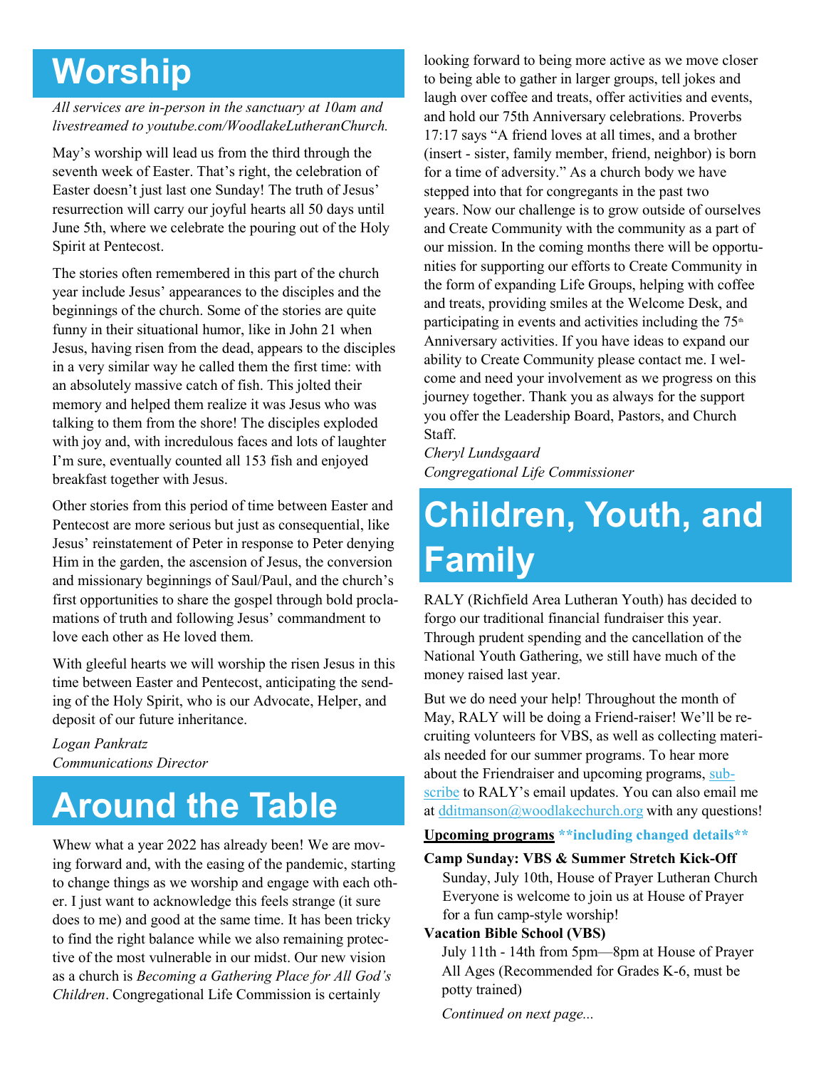# Worship

*All services are in-person in the sanctuary at 10am and livestreamed to youtube.com/WoodlakeLutheranChurch.*

May's worship will lead us from the third through the seventh week of Easter. That's right, the celebration of Easter doesn't just last one Sunday! The truth of Jesus' resurrection will carry our joyful hearts all 50 days until June 5th, where we celebrate the pouring out of the Holy Spirit at Pentecost.

The stories often remembered in this part of the church year include Jesus' appearances to the disciples and the beginnings of the church. Some of the stories are quite funny in their situational humor, like in John 21 when Jesus, having risen from the dead, appears to the disciples in a very similar way he called them the first time: with an absolutely massive catch of fish. This jolted their memory and helped them realize it was Jesus who was talking to them from the shore! The disciples exploded with joy and, with incredulous faces and lots of laughter I'm sure, eventually counted all 153 fish and enjoyed breakfast together with Jesus.

Other stories from this period of time between Easter and Pentecost are more serious but just as consequential, like Jesus' reinstatement of Peter in response to Peter denying Him in the garden, the ascension of Jesus, the conversion and missionary beginnings of Saul/Paul, and the church's first opportunities to share the gospel through bold proclamations of truth and following Jesus' commandment to love each other as He loved them.

With gleeful hearts we will worship the risen Jesus in this time between Easter and Pentecost, anticipating the sending of the Holy Spirit, who is our Advocate, Helper, and deposit of our future inheritance.

*Logan Pankratz*
*Communications Director*

# Around the Table

Whew what a year 2022 has already been! We are moving forward and, with the easing of the pandemic, starting to change things as we worship and engage with each other. I just want to acknowledge this feels strange (it sure does to me) and good at the same time. It has been tricky to find the right balance while we also remaining protective of the most vulnerable in our midst. Our new vision as a church is *Becoming a Gathering Place for All God's Children*. Congregational Life Commission is certainly looking forward to being more active as we move closer to being able to gather in larger groups, tell jokes and laugh over coffee and treats, offer activities and events, and hold our 75th Anniversary celebrations. Proverbs 17:17 says "A friend loves at all times, and a brother (insert - sister, family member, friend, neighbor) is born for a time of adversity." As a church body we have stepped into that for congregants in the past two years. Now our challenge is to grow outside of ourselves and Create Community with the community as a part of our mission. In the coming months there will be opportunities for supporting our efforts to Create Community in the form of expanding Life Groups, helping with coffee and treats, providing smiles at the Welcome Desk, and participating in events and activities including the 75th Anniversary activities. If you have ideas to expand our ability to Create Community please contact me. I welcome and need your involvement as we progress on this journey together. Thank you as always for the support you offer the Leadership Board, Pastors, and Church Staff.

*Cheryl Lundsgaard*
*Congregational Life Commissioner*

# Children, Youth, and Family

RALY (Richfield Area Lutheran Youth) has decided to forgo our traditional financial fundraiser this year. Through prudent spending and the cancellation of the National Youth Gathering, we still have much of the money raised last year.

But we do need your help! Throughout the month of May, RALY will be doing a Friend-raiser! We'll be recruiting volunteers for VBS, as well as collecting materials needed for our summer programs. To hear more about the Friendraiser and upcoming programs, subscribe to RALY's email updates. You can also email me at dditmanson@woodlakechurch.org with any questions!

**Upcoming programs** **\*\*including changed details\*\***

**Camp Sunday: VBS & Summer Stretch Kick-Off**
Sunday, July 10th, House of Prayer Lutheran Church
Everyone is welcome to join us at House of Prayer for a fun camp-style worship!

**Vacation Bible School (VBS)**
July 11th - 14th from 5pm—8pm at House of Prayer
All Ages (Recommended for Grades K-6, must be potty trained)

*Continued on next page...*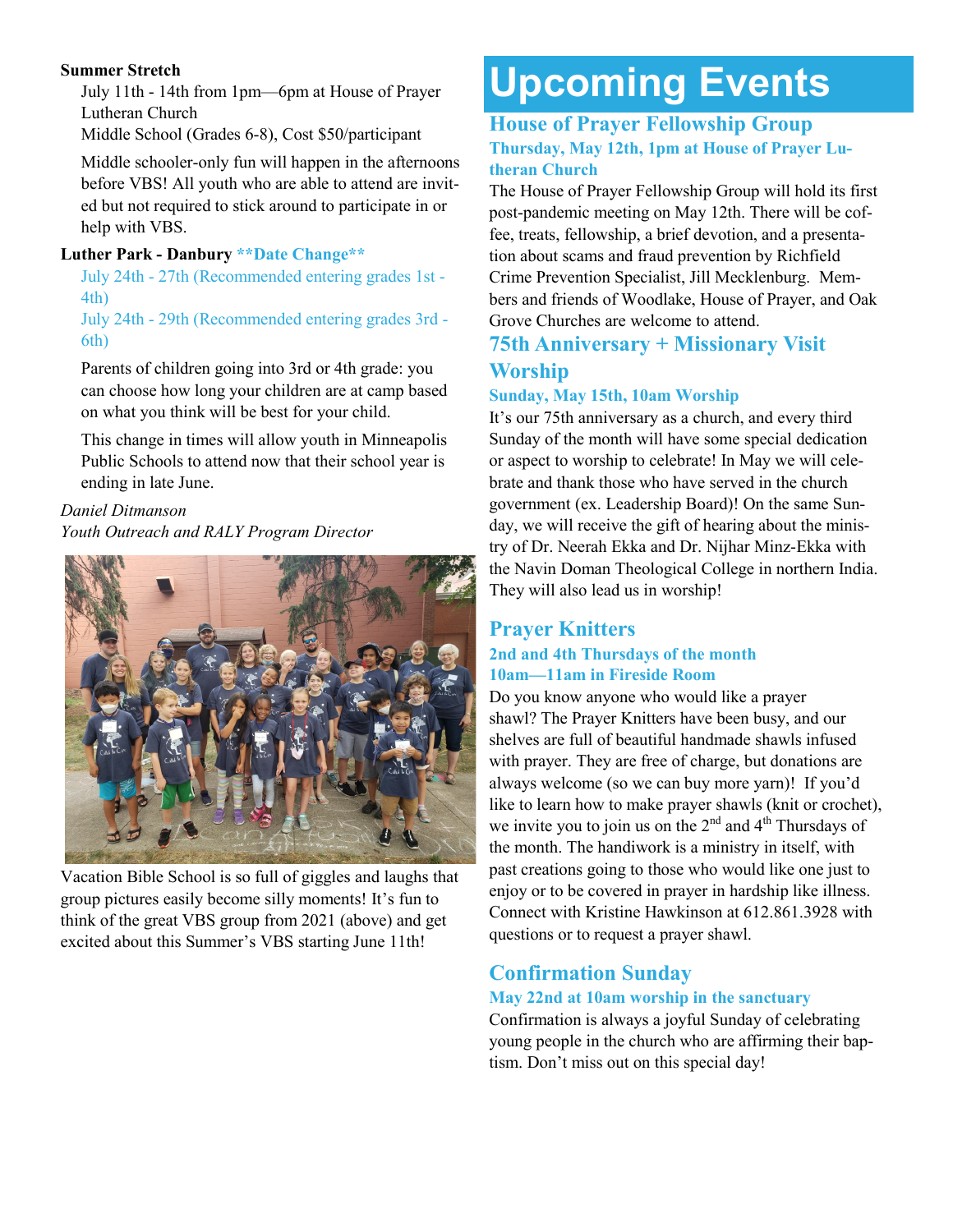**Summer Stretch**

July 11th - 14th from 1pm—6pm at House of Prayer Lutheran Church

Middle School (Grades 6-8), Cost $50/participant

Middle schooler-only fun will happen in the afternoons before VBS! All youth who are able to attend are invited but not required to stick around to participate in or help with VBS.

**Luther Park - Danbury** **\*\*Date Change\*\***

July 24th - 27th (Recommended entering grades 1st - 4th)

July 24th - 29th (Recommended entering grades 3rd - 6th)

Parents of children going into 3rd or 4th grade: you can choose how long your children are at camp based on what you think will be best for your child.

This change in times will allow youth in Minneapolis Public Schools to attend now that their school year is ending in late June.

*Daniel Ditmanson*
*Youth Outreach and RALY Program Director*

Vacation Bible School is so full of giggles and laughs that group pictures easily become silly moments! It's fun to think of the great VBS group from 2021 (above) and get excited about this Summer's VBS starting June 11th!

# Upcoming Events

## House of Prayer Fellowship Group

### Thursday, May 12th, 1pm at House of Prayer Lutheran Church

The House of Prayer Fellowship Group will hold its first post-pandemic meeting on May 12th. There will be coffee, treats, fellowship, a brief devotion, and a presentation about scams and fraud prevention by Richfield Crime Prevention Specialist, Jill Mecklenburg. Members and friends of Woodlake, House of Prayer, and Oak Grove Churches are welcome to attend.

## 75th Anniversary + Missionary Visit Worship

### Sunday, May 15th, 10am Worship

It's our 75th anniversary as a church, and every third Sunday of the month will have some special dedication or aspect to worship to celebrate! In May we will celebrate and thank those who have served in the church government (ex. Leadership Board)! On the same Sunday, we will receive the gift of hearing about the ministry of Dr. Neerah Ekka and Dr. Nijhar Minz-Ekka with the Navin Doman Theological College in northern India. They will also lead us in worship!

## Prayer Knitters

### 2nd and 4th Thursdays of the month
### 10am—11am in Fireside Room

Do you know anyone who would like a prayer shawl? The Prayer Knitters have been busy, and our shelves are full of beautiful handmade shawls infused with prayer. They are free of charge, but donations are always welcome (so we can buy more yarn)! If you'd like to learn how to make prayer shawls (knit or crochet), we invite you to join us on the 2nd and 4th Thursdays of the month. The handiwork is a ministry in itself, with past creations going to those who would like one just to enjoy or to be covered in prayer in hardship like illness. Connect with Kristine Hawkinson at 612.861.3928 with questions or to request a prayer shawl.

## Confirmation Sunday

### May 22nd at 10am worship in the sanctuary

Confirmation is always a joyful Sunday of celebrating young people in the church who are affirming their baptism. Don't miss out on this special day!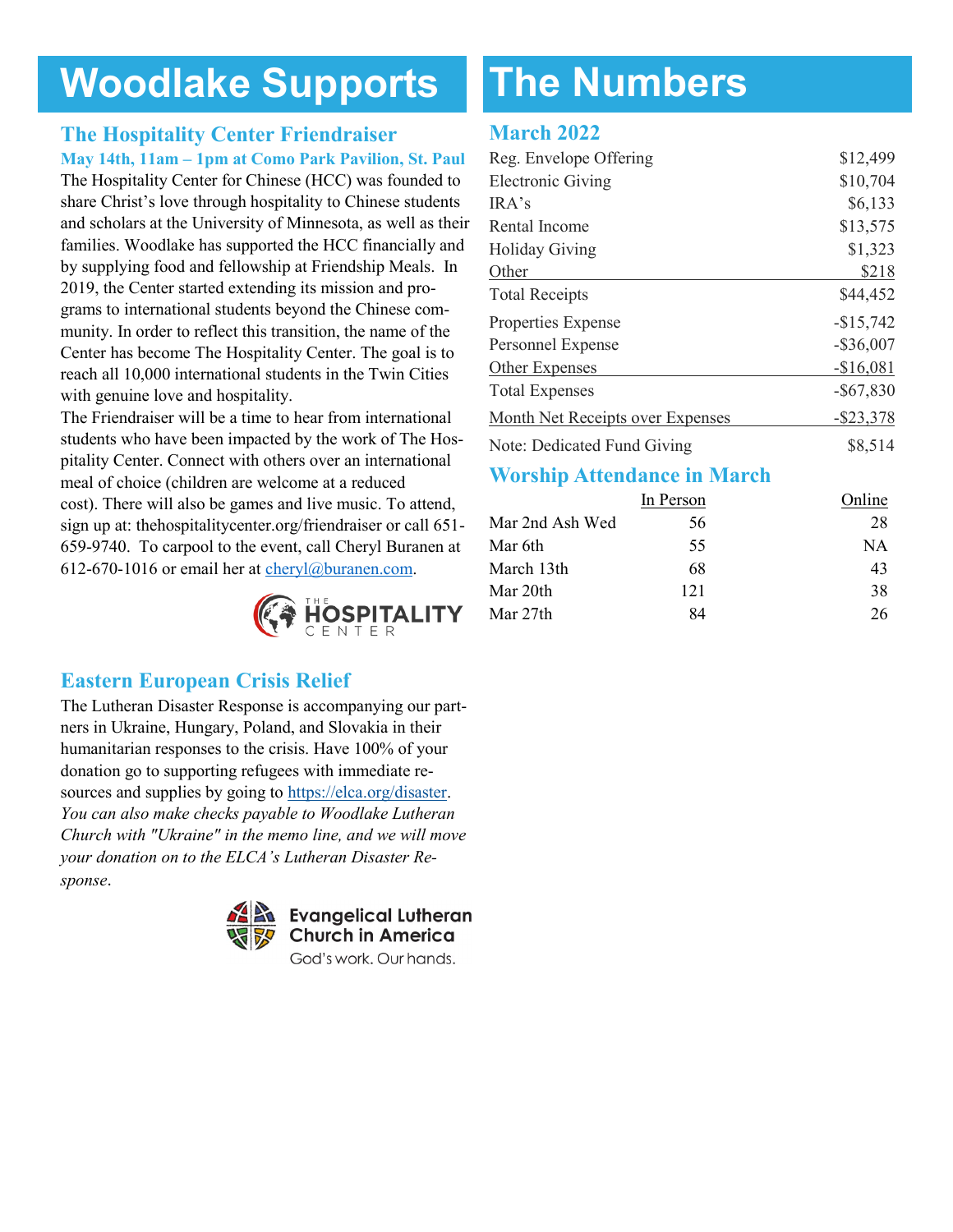# Woodlake Supports

### The Hospitality Center Friendraiser

**May 14th, 11am – 1pm at Como Park Pavilion, St. Paul**

The Hospitality Center for Chinese (HCC) was founded to share Christ's love through hospitality to Chinese students and scholars at the University of Minnesota, as well as their families. Woodlake has supported the HCC financially and by supplying food and fellowship at Friendship Meals. In 2019, the Center started extending its mission and programs to international students beyond the Chinese community. In order to reflect this transition, the name of the Center has become The Hospitality Center. The goal is to reach all 10,000 international students in the Twin Cities with genuine love and hospitality.

The Friendraiser will be a time to hear from international students who have been impacted by the work of The Hospitality Center. Connect with others over an international meal of choice (children are welcome at a reduced cost). There will also be games and live music. To attend, sign up at: thehospitalitycenter.org/friendraiser or call 651-659-9740. To carpool to the event, call Cheryl Buranen at 612-670-1016 or email her at cheryl@buranen.com.

THE HOSPITALITY CENTER

### Eastern European Crisis Relief

The Lutheran Disaster Response is accompanying our partners in Ukraine, Hungary, Poland, and Slovakia in their humanitarian responses to the crisis. Have 100% of your donation go to supporting refugees with immediate resources and supplies by going to https://elca.org/disaster. *You can also make checks payable to Woodlake Lutheran Church with "Ukraine" in the memo line, and we will move your donation on to the ELCA's Lutheran Disaster Response*.

Evangelical Lutheran Church in America
God's work. Our hands.

# The Numbers

### March 2022

| | |
|---|---|
| Reg. Envelope Offering | $12,499 |
| Electronic Giving | $10,704 |
| IRA's | $6,133 |
| Rental Income | $13,575 |
| Holiday Giving | $1,323 |
| Other | $218 |
| Total Receipts | $44,452 |
| Properties Expense | -$15,742 |
| Personnel Expense | -$36,007 |
| Other Expenses | -$16,081 |
| Total Expenses | -$67,830 |
| Month Net Receipts over Expenses | -$23,378 |
| Note: Dedicated Fund Giving | $8,514 |

### Worship Attendance in March

| | In Person | Online |
|---|---|---|
| Mar 2nd Ash Wed | 56 | 28 |
| Mar 6th | 55 | NA |
| March 13th | 68 | 43 |
| Mar 20th | 121 | 38 |
| Mar 27th | 84 | 26 |